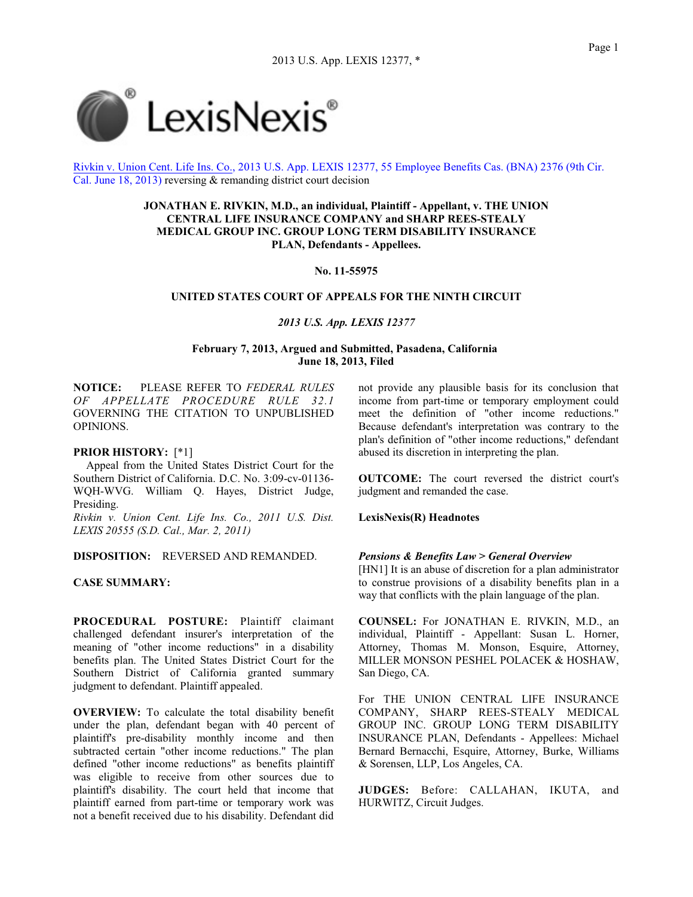Rivkin v. Union Cent. Life Ins. Co., 2013 U.S. App. LEXIS 12377, 55 Employee Benefits Cas. (BNA) 2376 (9th Cir. Cal. June 18, 2013) reversing & remanding district court decision

**JONATHAN E. RIVKIN, M.D., an individual, Plaintiff - Appellant, v. THE UNION CENTRAL LIFE INSURANCE COMPANY and SHARP REES-STEALY MEDICAL GROUP INC. GROUP LONG TERM DISABILITY INSURANCE PLAN, Defendants - Appellees.**

**No. 11-55975**

**UNITED STATES COURT OF APPEALS FOR THE NINTH CIRCUIT**

***2013 U.S. App. LEXIS 12377***

**February 7, 2013, Argued and Submitted, Pasadena, California**
**June 18, 2013, Filed**

**NOTICE:** PLEASE REFER TO *FEDERAL RULES OF APPELLATE PROCEDURE RULE 32.1* GOVERNING THE CITATION TO UNPUBLISHED OPINIONS.

**PRIOR HISTORY:** [*1]

Appeal from the United States District Court for the Southern District of California. D.C. No. 3:09-cv-01136-WQH-WVG. William Q. Hayes, District Judge, Presiding.
*Rivkin v. Union Cent. Life Ins. Co., 2011 U.S. Dist. LEXIS 20555 (S.D. Cal., Mar. 2, 2011)*

**DISPOSITION:** REVERSED AND REMANDED.

**CASE SUMMARY:**

**PROCEDURAL POSTURE:** Plaintiff claimant challenged defendant insurer's interpretation of the meaning of "other income reductions" in a disability benefits plan. The United States District Court for the Southern District of California granted summary judgment to defendant. Plaintiff appealed.

**OVERVIEW:** To calculate the total disability benefit under the plan, defendant began with 40 percent of plaintiff's pre-disability monthly income and then subtracted certain "other income reductions." The plan defined "other income reductions" as benefits plaintiff was eligible to receive from other sources due to plaintiff's disability. The court held that income plaintiff earned from part-time or temporary work was not a benefit received due to his disability. Defendant did not provide any plausible basis for its conclusion that income from part-time or temporary employment could meet the definition of "other income reductions." Because defendant's interpretation was contrary to the plan's definition of "other income reductions," defendant abused its discretion in interpreting the plan.

**OUTCOME:** The court reversed the district court's judgment and remanded the case.

**LexisNexis(R) Headnotes**

***Pensions & Benefits Law > General Overview***
[HN1] It is an abuse of discretion for a plan administrator to construe provisions of a disability benefits plan in a way that conflicts with the plain language of the plan.

**COUNSEL:** For JONATHAN E. RIVKIN, M.D., an individual, Plaintiff - Appellant: Susan L. Horner, Attorney, Thomas M. Monson, Esquire, Attorney, MILLER MONSON PESHEL POLACEK & HOSHAW, San Diego, CA.

For THE UNION CENTRAL LIFE INSURANCE COMPANY, SHARP REES-STEALY MEDICAL GROUP INC. GROUP LONG TERM DISABILITY INSURANCE PLAN, Defendants - Appellees: Michael Bernard Bernacchi, Esquire, Attorney, Burke, Williams & Sorensen, LLP, Los Angeles, CA.

**JUDGES:** Before: CALLAHAN, IKUTA, and HURWITZ, Circuit Judges.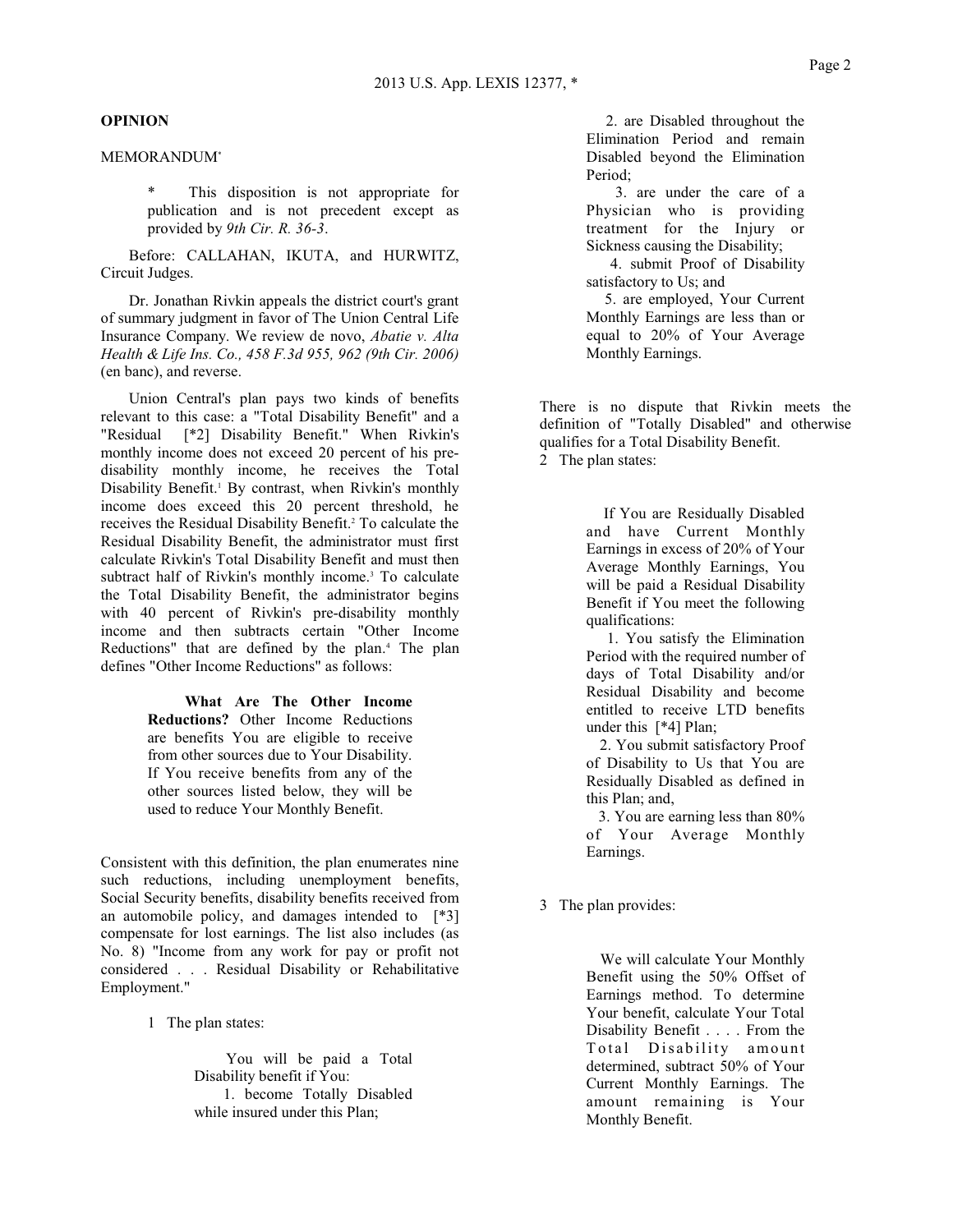## OPINION

MEMORANDUM*

> \* This disposition is not appropriate for publication and is not precedent except as provided by *9th Cir. R. 36-3*.

Before: CALLAHAN, IKUTA, and HURWITZ, Circuit Judges.

Dr. Jonathan Rivkin appeals the district court's grant of summary judgment in favor of The Union Central Life Insurance Company. We review de novo, *Abatie v. Alta Health & Life Ins. Co., 458 F.3d 955, 962 (9th Cir. 2006)* (en banc), and reverse.

Union Central's plan pays two kinds of benefits relevant to this case: a "Total Disability Benefit" and a "Residual [*2] Disability Benefit." When Rivkin's monthly income does not exceed 20 percent of his pre-disability monthly income, he receives the Total Disability Benefit.[1] By contrast, when Rivkin's monthly income does exceed this 20 percent threshold, he receives the Residual Disability Benefit.[2] To calculate the Residual Disability Benefit, the administrator must first calculate Rivkin's Total Disability Benefit and must then subtract half of Rivkin's monthly income.[3] To calculate the Total Disability Benefit, the administrator begins with 40 percent of Rivkin's pre-disability monthly income and then subtracts certain "Other Income Reductions" that are defined by the plan.[4] The plan defines "Other Income Reductions" as follows:

> **What Are The Other Income Reductions?** Other Income Reductions are benefits You are eligible to receive from other sources due to Your Disability. If You receive benefits from any of the other sources listed below, they will be used to reduce Your Monthly Benefit.

Consistent with this definition, the plan enumerates nine such reductions, including unemployment benefits, Social Security benefits, disability benefits received from an automobile policy, and damages intended to [*3] compensate for lost earnings. The list also includes (as No. 8) "Income from any work for pay or profit not considered . . . Residual Disability or Rehabilitative Employment."

1 The plan states:

> You will be paid a Total Disability benefit if You:
>
> 1. become Totally Disabled while insured under this Plan;
> 2. are Disabled throughout the Elimination Period and remain Disabled beyond the Elimination Period;
> 3. are under the care of a Physician who is providing treatment for the Injury or Sickness causing the Disability;
> 4. submit Proof of Disability satisfactory to Us; and
> 5. are employed, Your Current Monthly Earnings are less than or equal to 20% of Your Average Monthly Earnings.

There is no dispute that Rivkin meets the definition of "Totally Disabled" and otherwise qualifies for a Total Disability Benefit.

2 The plan states:

> If You are Residually Disabled and have Current Monthly Earnings in excess of 20% of Your Average Monthly Earnings, You will be paid a Residual Disability Benefit if You meet the following qualifications:
>
> 1. You satisfy the Elimination Period with the required number of days of Total Disability and/or Residual Disability and become entitled to receive LTD benefits under this [*4] Plan;
> 2. You submit satisfactory Proof of Disability to Us that You are Residually Disabled as defined in this Plan; and,
> 3. You are earning less than 80% of Your Average Monthly Earnings.

3 The plan provides:

> We will calculate Your Monthly Benefit using the 50% Offset of Earnings method. To determine Your benefit, calculate Your Total Disability Benefit . . . . From the Total Disability amount determined, subtract 50% of Your Current Monthly Earnings. The amount remaining is Your Monthly Benefit.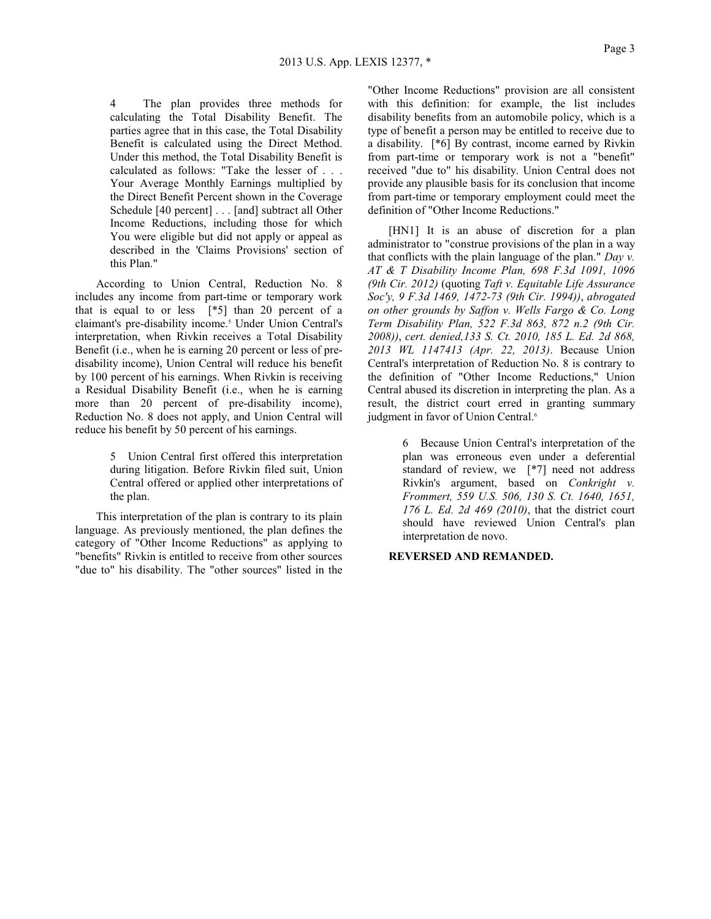4 The plan provides three methods for calculating the Total Disability Benefit. The parties agree that in this case, the Total Disability Benefit is calculated using the Direct Method. Under this method, the Total Disability Benefit is calculated as follows: "Take the lesser of . . . Your Average Monthly Earnings multiplied by the Direct Benefit Percent shown in the Coverage Schedule [40 percent] . . . [and] subtract all Other Income Reductions, including those for which You were eligible but did not apply or appeal as described in the 'Claims Provisions' section of this Plan."

According to Union Central, Reduction No. 8 includes any income from part-time or temporary work that is equal to or less [*5] than 20 percent of a claimant's pre-disability income.[5] Under Union Central's interpretation, when Rivkin receives a Total Disability Benefit (i.e., when he is earning 20 percent or less of pre-disability income), Union Central will reduce his benefit by 100 percent of his earnings. When Rivkin is receiving a Residual Disability Benefit (i.e., when he is earning more than 20 percent of pre-disability income), Reduction No. 8 does not apply, and Union Central will reduce his benefit by 50 percent of his earnings.

5 Union Central first offered this interpretation during litigation. Before Rivkin filed suit, Union Central offered or applied other interpretations of the plan.

This interpretation of the plan is contrary to its plain language. As previously mentioned, the plan defines the category of "Other Income Reductions" as applying to "benefits" Rivkin is entitled to receive from other sources "due to" his disability. The "other sources" listed in the "Other Income Reductions" provision are all consistent with this definition: for example, the list includes disability benefits from an automobile policy, which is a type of benefit a person may be entitled to receive due to a disability. [*6] By contrast, income earned by Rivkin from part-time or temporary work is not a "benefit" received "due to" his disability. Union Central does not provide any plausible basis for its conclusion that income from part-time or temporary employment could meet the definition of "Other Income Reductions."

[HN1] It is an abuse of discretion for a plan administrator to "construe provisions of the plan in a way that conflicts with the plain language of the plan." *Day v. AT & T Disability Income Plan, 698 F.3d 1091, 1096 (9th Cir. 2012)* (quoting *Taft v. Equitable Life Assurance Soc'y, 9 F.3d 1469, 1472-73 (9th Cir. 1994))*, *abrogated on other grounds by Saffon v. Wells Fargo & Co. Long Term Disability Plan, 522 F.3d 863, 872 n.2 (9th Cir. 2008))*, *cert. denied,133 S. Ct. 2010, 185 L. Ed. 2d 868, 2013 WL 1147413 (Apr. 22, 2013)*. Because Union Central's interpretation of Reduction No. 8 is contrary to the definition of "Other Income Reductions," Union Central abused its discretion in interpreting the plan. As a result, the district court erred in granting summary judgment in favor of Union Central.[6]

6 Because Union Central's interpretation of the plan was erroneous even under a deferential standard of review, we [*7] need not address Rivkin's argument, based on *Conkright v. Frommert, 559 U.S. 506, 130 S. Ct. 1640, 1651, 176 L. Ed. 2d 469 (2010)*, that the district court should have reviewed Union Central's plan interpretation de novo.

**REVERSED AND REMANDED.**